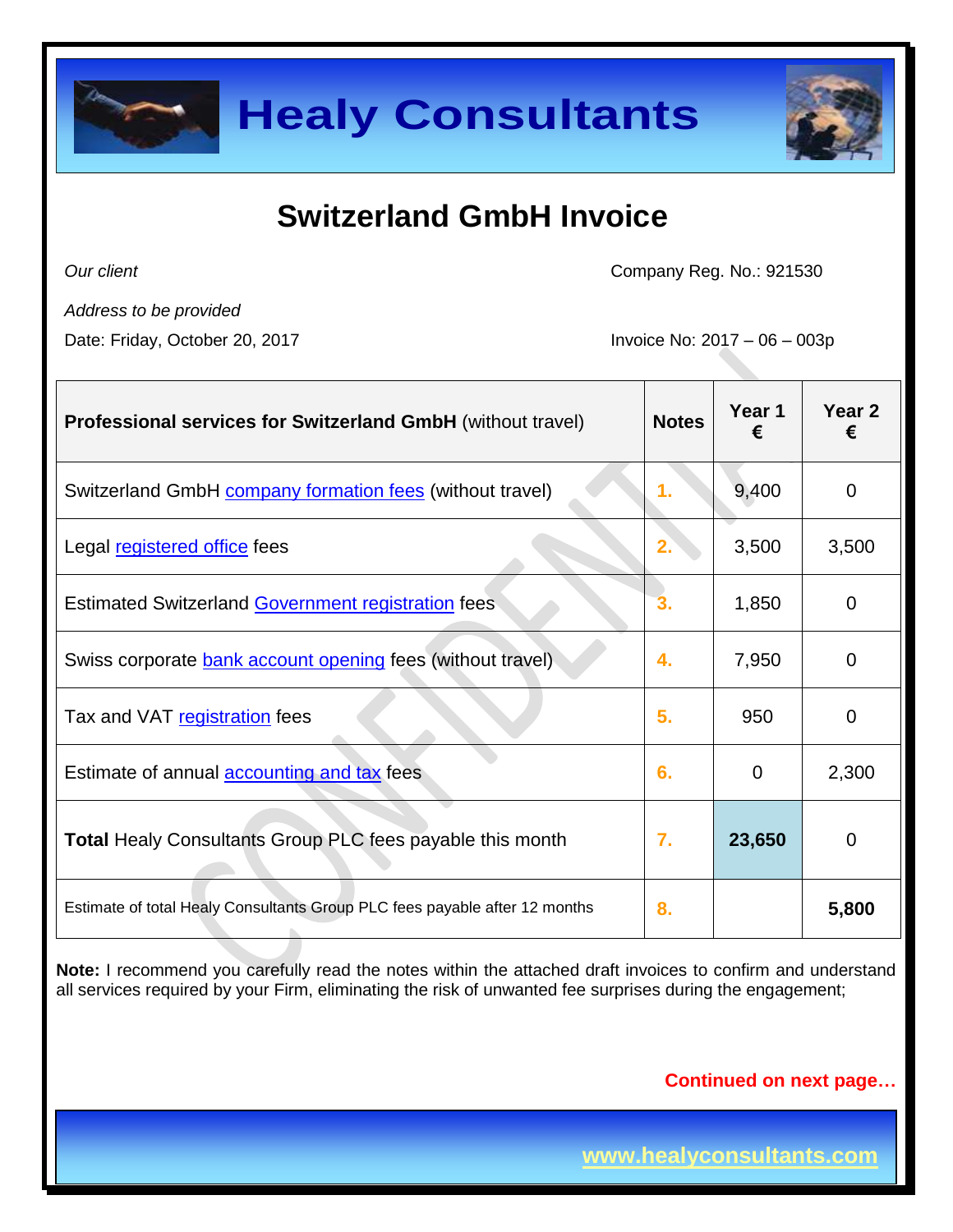# Healy Consultants

## Switzerland GmbH Invoice

*Our client*

Company Reg. No.: 921530

*Address to be provided*

Date: Friday, October 20, 2017

Invoice No: 2017 – 06 – 003p

| **Professional services for Switzerland GmbH** (without travel) | **Notes** | **Year 1 €** | **Year 2 €** |
|---|---|---|---|
| Switzerland GmbH company formation fees (without travel) | 1. | 9,400 | 0 |
| Legal registered office fees | 2. | 3,500 | 3,500 |
| Estimated Switzerland Government registration fees | 3. | 1,850 | 0 |
| Swiss corporate bank account opening fees (without travel) | 4. | 7,950 | 0 |
| Tax and VAT registration fees | 5. | 950 | 0 |
| Estimate of annual accounting and tax fees | 6. | 0 | 2,300 |
| **Total** Healy Consultants Group PLC fees payable this month | 7. | **23,650** | 0 |
| Estimate of total Healy Consultants Group PLC fees payable after 12 months | 8. | | **5,800** |

**Note:** I recommend you carefully read the notes within the attached draft invoices to confirm and understand all services required by your Firm, eliminating the risk of unwanted fee surprises during the engagement;

**Continued on next page…**

www.healyconsultants.com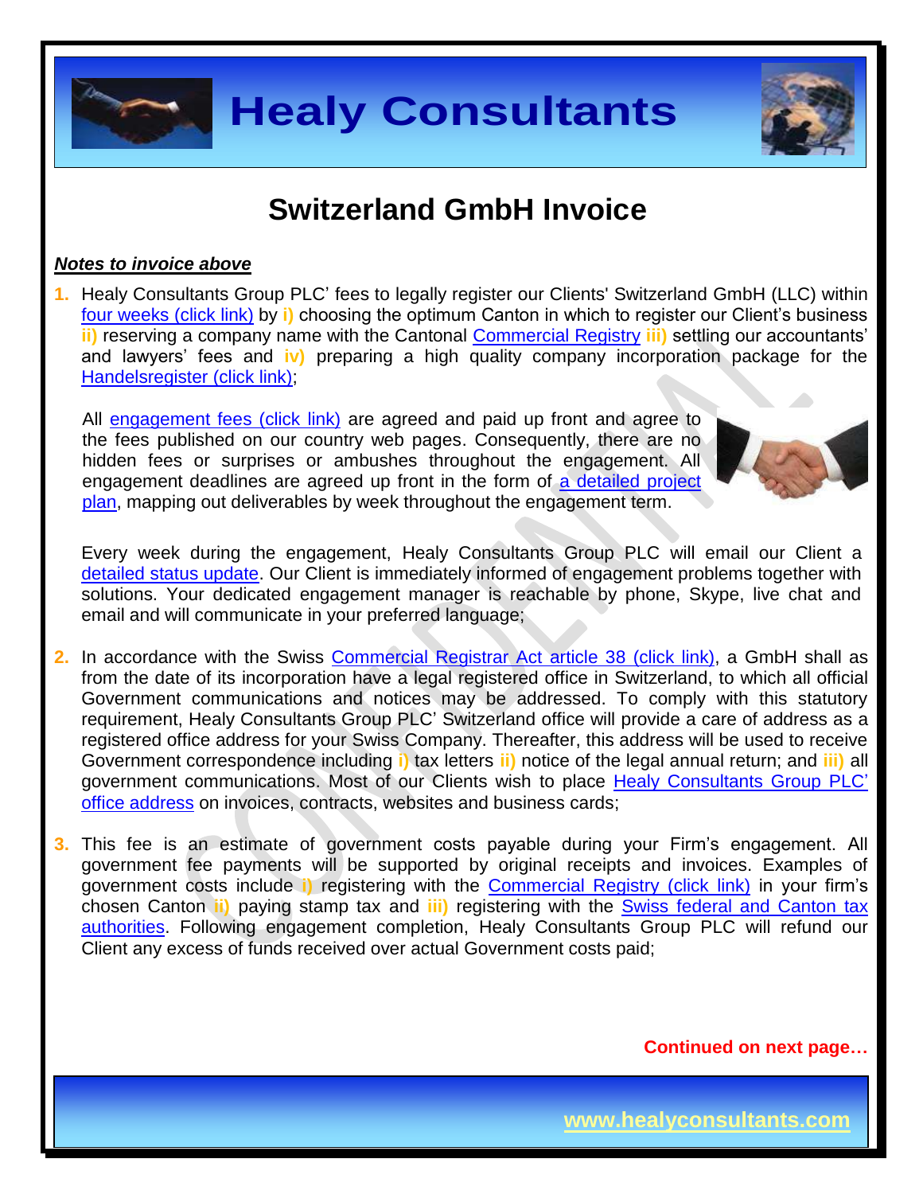# Switzerland GmbH Invoice

***Notes to invoice above***

1. Healy Consultants Group PLC' fees to legally register our Clients' Switzerland GmbH (LLC) within four weeks (click link) by **i)** choosing the optimum Canton in which to register our Client's business **ii)** reserving a company name with the Cantonal Commercial Registry **iii)** settling our accountants' and lawyers' fees and **iv)** preparing a high quality company incorporation package for the Handelsregister (click link);

   All engagement fees (click link) are agreed and paid up front and agree to the fees published on our country web pages. Consequently, there are no hidden fees or surprises or ambushes throughout the engagement. All engagement deadlines are agreed up front in the form of a detailed project plan, mapping out deliverables by week throughout the engagement term.

   Every week during the engagement, Healy Consultants Group PLC will email our Client a detailed status update. Our Client is immediately informed of engagement problems together with solutions. Your dedicated engagement manager is reachable by phone, Skype, live chat and email and will communicate in your preferred language;

2. In accordance with the Swiss Commercial Registrar Act article 38 (click link), a GmbH shall as from the date of its incorporation have a legal registered office in Switzerland, to which all official Government communications and notices may be addressed. To comply with this statutory requirement, Healy Consultants Group PLC' Switzerland office will provide a care of address as a registered office address for your Swiss Company. Thereafter, this address will be used to receive Government correspondence including **i)** tax letters **ii)** notice of the legal annual return; and **iii)** all government communications. Most of our Clients wish to place Healy Consultants Group PLC' office address on invoices, contracts, websites and business cards;

3. This fee is an estimate of government costs payable during your Firm's engagement. All government fee payments will be supported by original receipts and invoices. Examples of government costs include **i)** registering with the Commercial Registry (click link) in your firm's chosen Canton **ii)** paying stamp tax and **iii)** registering with the Swiss federal and Canton tax authorities. Following engagement completion, Healy Consultants Group PLC will refund our Client any excess of funds received over actual Government costs paid;

**Continued on next page…**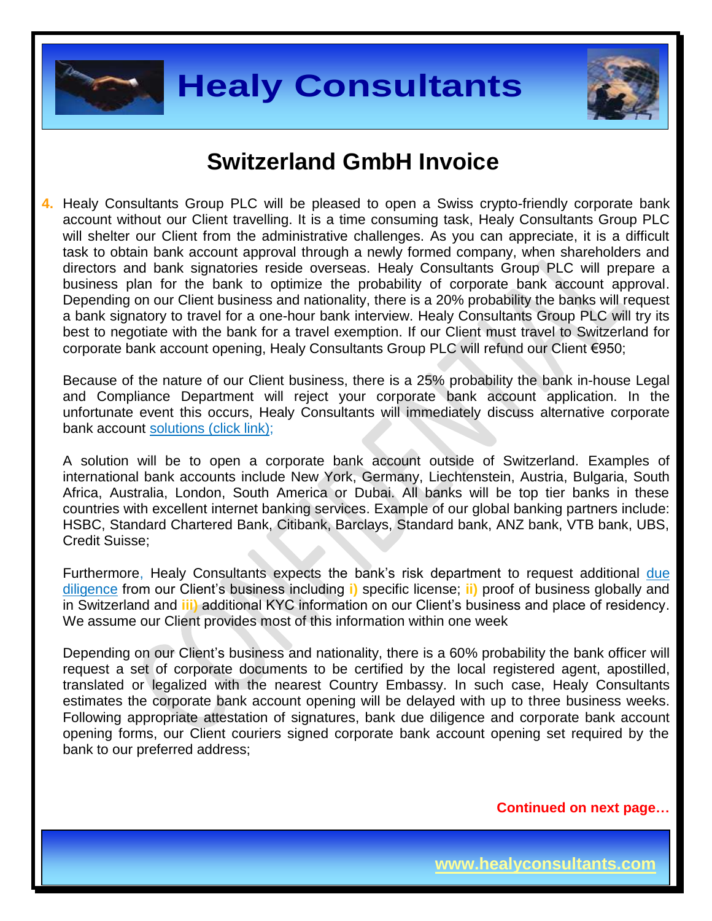# Switzerland GmbH Invoice

4. Healy Consultants Group PLC will be pleased to open a Swiss crypto-friendly corporate bank account without our Client travelling. It is a time consuming task, Healy Consultants Group PLC will shelter our Client from the administrative challenges. As you can appreciate, it is a difficult task to obtain bank account approval through a newly formed company, when shareholders and directors and bank signatories reside overseas. Healy Consultants Group PLC will prepare a business plan for the bank to optimize the probability of corporate bank account approval. Depending on our Client business and nationality, there is a 20% probability the banks will request a bank signatory to travel for a one-hour bank interview. Healy Consultants Group PLC will try its best to negotiate with the bank for a travel exemption. If our Client must travel to Switzerland for corporate bank account opening, Healy Consultants Group PLC will refund our Client €950;

   Because of the nature of our Client business, there is a 25% probability the bank in-house Legal and Compliance Department will reject your corporate bank account application. In the unfortunate event this occurs, Healy Consultants will immediately discuss alternative corporate bank account solutions (click link);

   A solution will be to open a corporate bank account outside of Switzerland. Examples of international bank accounts include New York, Germany, Liechtenstein, Austria, Bulgaria, South Africa, Australia, London, South America or Dubai. All banks will be top tier banks in these countries with excellent internet banking services. Example of our global banking partners include: HSBC, Standard Chartered Bank, Citibank, Barclays, Standard bank, ANZ bank, VTB bank, UBS, Credit Suisse;

   Furthermore, Healy Consultants expects the bank's risk department to request additional due diligence from our Client's business including **i)** specific license; **ii)** proof of business globally and in Switzerland and **iii)** additional KYC information on our Client's business and place of residency. We assume our Client provides most of this information within one week

   Depending on our Client's business and nationality, there is a 60% probability the bank officer will request a set of corporate documents to be certified by the local registered agent, apostilled, translated or legalized with the nearest Country Embassy. In such case, Healy Consultants estimates the corporate bank account opening will be delayed with up to three business weeks. Following appropriate attestation of signatures, bank due diligence and corporate bank account opening forms, our Client couriers signed corporate bank account opening set required by the bank to our preferred address;

**Continued on next page…**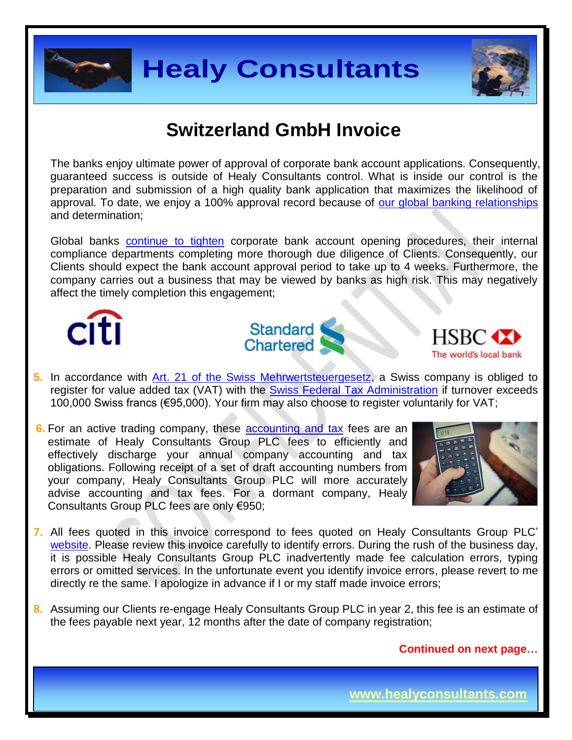# Switzerland GmbH Invoice

The banks enjoy ultimate power of approval of corporate bank account applications. Consequently, guaranteed success is outside of Healy Consultants control. What is inside our control is the preparation and submission of a high quality bank application that maximizes the likelihood of approval. To date, we enjoy a 100% approval record because of our global banking relationships and determination;

Global banks continue to tighten corporate bank account opening procedures, their internal compliance departments completing more thorough due diligence of Clients. Consequently, our Clients should expect the bank account approval period to take up to 4 weeks. Furthermore, the company carries out a business that may be viewed by banks as high risk. This may negatively affect the timely completion this engagement;

5. In accordance with Art. 21 of the Swiss Mehrwertsteuergesetz, a Swiss company is obliged to register for value added tax (VAT) with the Swiss Federal Tax Administration if turnover exceeds 100,000 Swiss francs (€95,000). Your firm may also choose to register voluntarily for VAT;

6. For an active trading company, these accounting and tax fees are an estimate of Healy Consultants Group PLC fees to efficiently and effectively discharge your annual company accounting and tax obligations. Following receipt of a set of draft accounting numbers from your company, Healy Consultants Group PLC will more accurately advise accounting and tax fees. For a dormant company, Healy Consultants Group PLC fees are only €950;

7. All fees quoted in this invoice correspond to fees quoted on Healy Consultants Group PLC' website. Please review this invoice carefully to identify errors. During the rush of the business day, it is possible Healy Consultants Group PLC inadvertently made fee calculation errors, typing errors or omitted services. In the unfortunate event you identify invoice errors, please revert to me directly re the same. I apologize in advance if I or my staff made invoice errors;

8. Assuming our Clients re-engage Healy Consultants Group PLC in year 2, this fee is an estimate of the fees payable next year, 12 months after the date of company registration;

**Continued on next page…**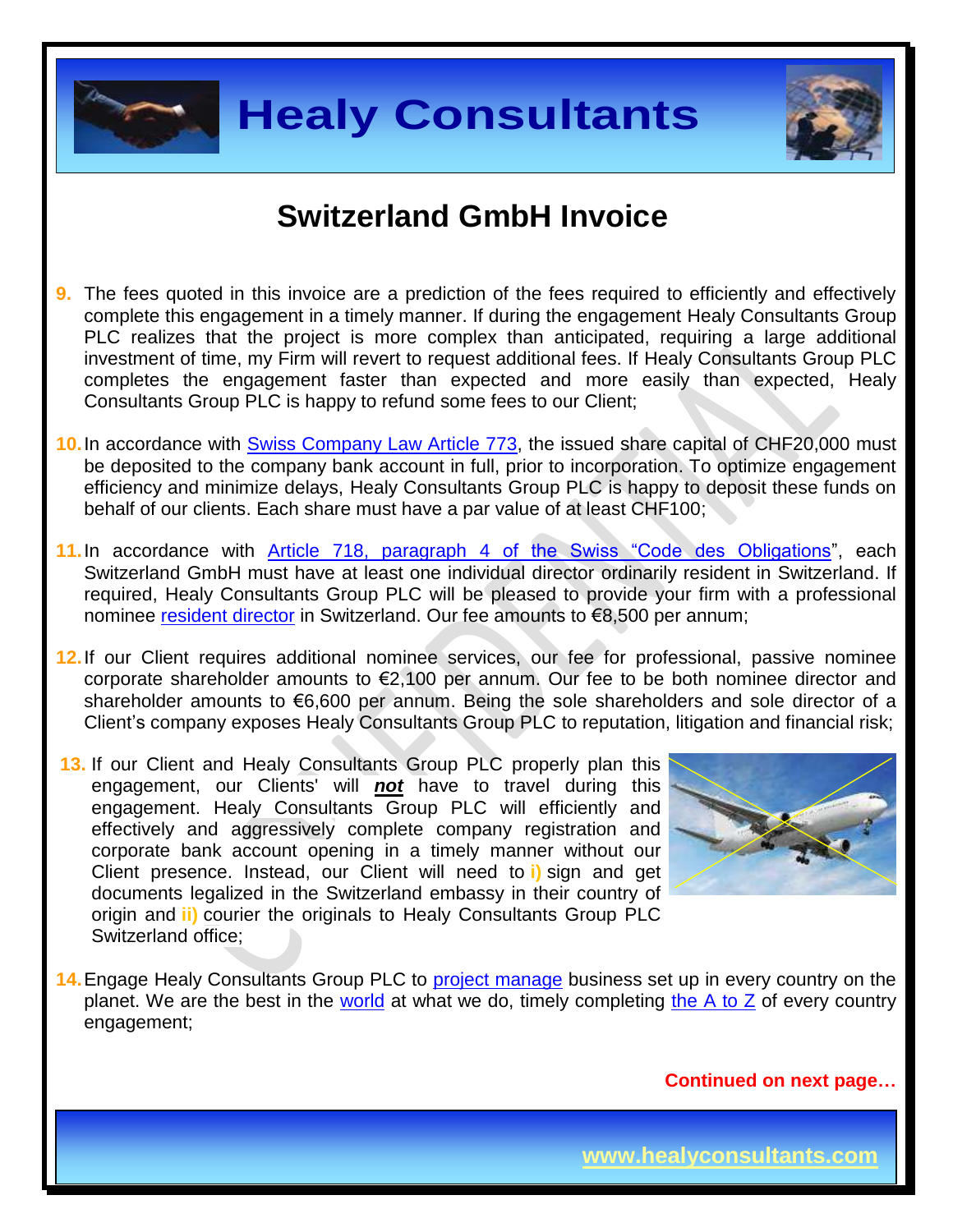# Switzerland GmbH Invoice

9. The fees quoted in this invoice are a prediction of the fees required to efficiently and effectively complete this engagement in a timely manner. If during the engagement Healy Consultants Group PLC realizes that the project is more complex than anticipated, requiring a large additional investment of time, my Firm will revert to request additional fees. If Healy Consultants Group PLC completes the engagement faster than expected and more easily than expected, Healy Consultants Group PLC is happy to refund some fees to our Client;

10. In accordance with Swiss Company Law Article 773, the issued share capital of CHF20,000 must be deposited to the company bank account in full, prior to incorporation. To optimize engagement efficiency and minimize delays, Healy Consultants Group PLC is happy to deposit these funds on behalf of our clients. Each share must have a par value of at least CHF100;

11. In accordance with Article 718, paragraph 4 of the Swiss "Code des Obligations", each Switzerland GmbH must have at least one individual director ordinarily resident in Switzerland. If required, Healy Consultants Group PLC will be pleased to provide your firm with a professional nominee resident director in Switzerland. Our fee amounts to €8,500 per annum;

12. If our Client requires additional nominee services, our fee for professional, passive nominee corporate shareholder amounts to €2,100 per annum. Our fee to be both nominee director and shareholder amounts to €6,600 per annum. Being the sole shareholders and sole director of a Client's company exposes Healy Consultants Group PLC to reputation, litigation and financial risk;

13. If our Client and Healy Consultants Group PLC properly plan this engagement, our Clients' will ***not*** have to travel during this engagement. Healy Consultants Group PLC will efficiently and effectively and aggressively complete company registration and corporate bank account opening in a timely manner without our Client presence. Instead, our Client will need to **i)** sign and get documents legalized in the Switzerland embassy in their country of origin and **ii)** courier the originals to Healy Consultants Group PLC Switzerland office;

14. Engage Healy Consultants Group PLC to project manage business set up in every country on the planet. We are the best in the world at what we do, timely completing the A to Z of every country engagement;

**Continued on next page…**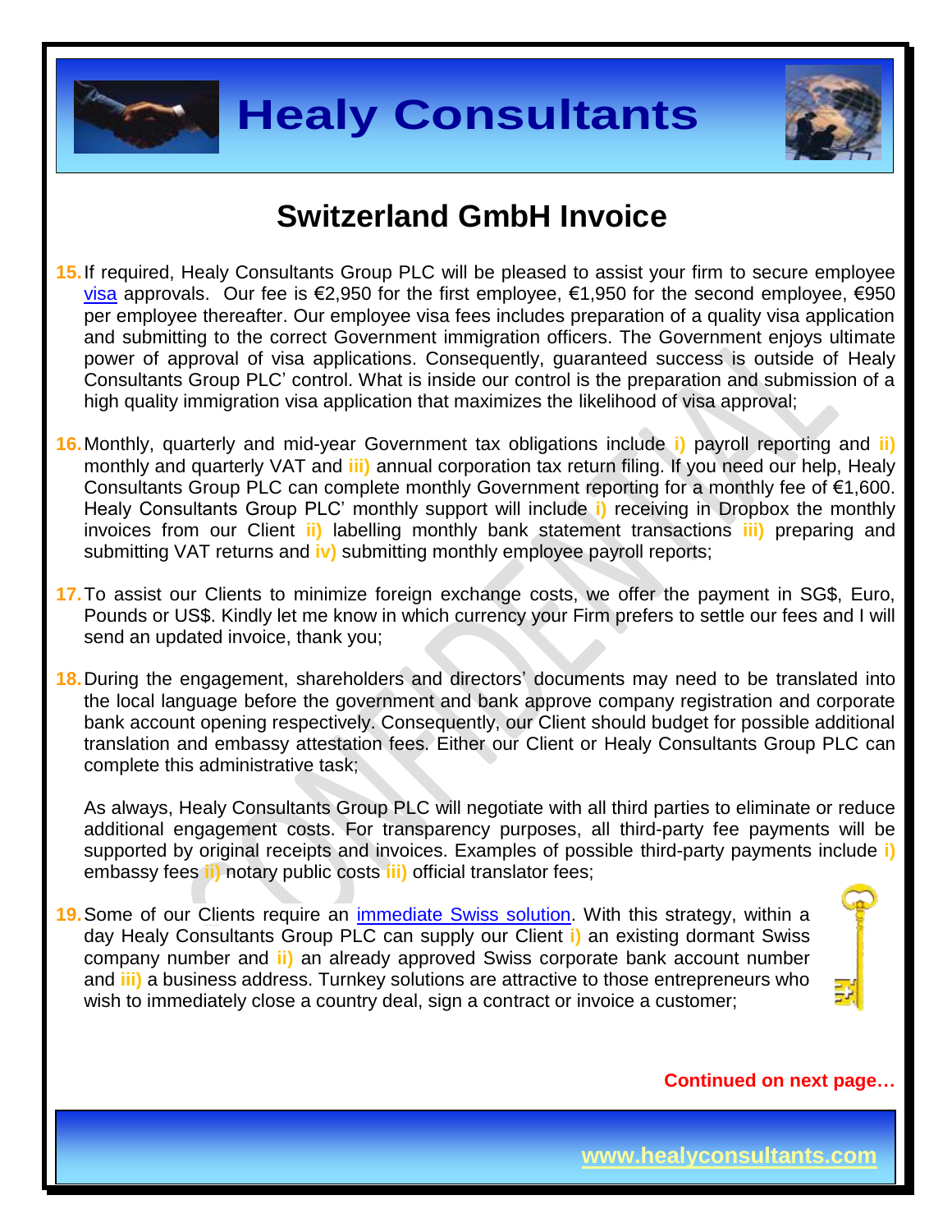## Switzerland GmbH Invoice

15. If required, Healy Consultants Group PLC will be pleased to assist your firm to secure employee visa approvals. Our fee is €2,950 for the first employee, €1,950 for the second employee, €950 per employee thereafter. Our employee visa fees includes preparation of a quality visa application and submitting to the correct Government immigration officers. The Government enjoys ultimate power of approval of visa applications. Consequently, guaranteed success is outside of Healy Consultants Group PLC' control. What is inside our control is the preparation and submission of a high quality immigration visa application that maximizes the likelihood of visa approval;

16. Monthly, quarterly and mid-year Government tax obligations include **i)** payroll reporting and **ii)** monthly and quarterly VAT and **iii)** annual corporation tax return filing. If you need our help, Healy Consultants Group PLC can complete monthly Government reporting for a monthly fee of €1,600. Healy Consultants Group PLC' monthly support will include **i)** receiving in Dropbox the monthly invoices from our Client **ii)** labelling monthly bank statement transactions **iii)** preparing and submitting VAT returns and **iv)** submitting monthly employee payroll reports;

17. To assist our Clients to minimize foreign exchange costs, we offer the payment in SG$, Euro, Pounds or US$. Kindly let me know in which currency your Firm prefers to settle our fees and I will send an updated invoice, thank you;

18. During the engagement, shareholders and directors' documents may need to be translated into the local language before the government and bank approve company registration and corporate bank account opening respectively. Consequently, our Client should budget for possible additional translation and embassy attestation fees. Either our Client or Healy Consultants Group PLC can complete this administrative task;

    As always, Healy Consultants Group PLC will negotiate with all third parties to eliminate or reduce additional engagement costs. For transparency purposes, all third-party fee payments will be supported by original receipts and invoices. Examples of possible third-party payments include **i)** embassy fees **ii)** notary public costs **iii)** official translator fees;

19. Some of our Clients require an immediate Swiss solution. With this strategy, within a day Healy Consultants Group PLC can supply our Client **i)** an existing dormant Swiss company number and **ii)** an already approved Swiss corporate bank account number and **iii)** a business address. Turnkey solutions are attractive to those entrepreneurs who wish to immediately close a country deal, sign a contract or invoice a customer;

**Continued on next page…**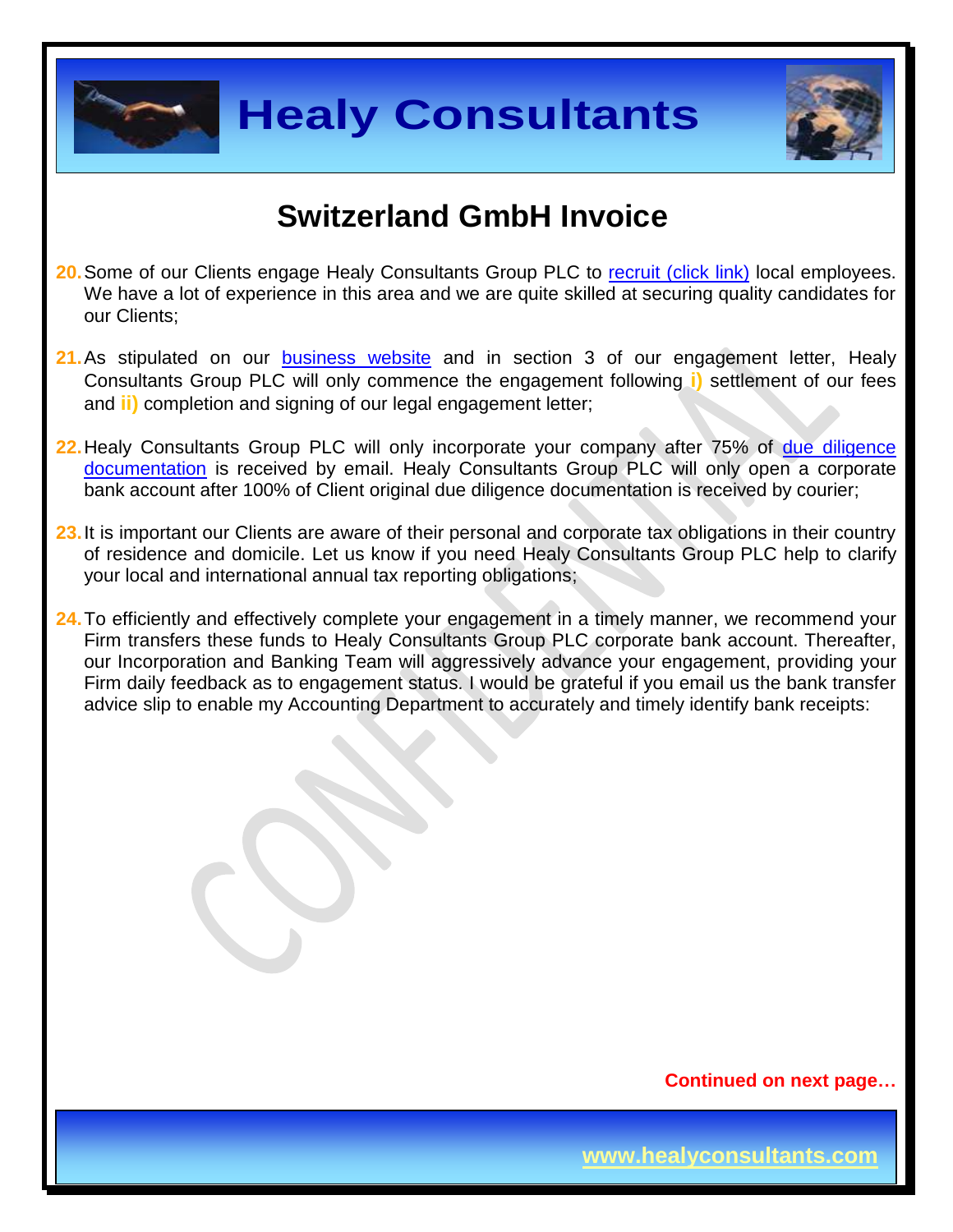# Switzerland GmbH Invoice

20. Some of our Clients engage Healy Consultants Group PLC to recruit (click link) local employees. We have a lot of experience in this area and we are quite skilled at securing quality candidates for our Clients;

21. As stipulated on our business website and in section 3 of our engagement letter, Healy Consultants Group PLC will only commence the engagement following **i)** settlement of our fees and **ii)** completion and signing of our legal engagement letter;

22. Healy Consultants Group PLC will only incorporate your company after 75% of due diligence documentation is received by email. Healy Consultants Group PLC will only open a corporate bank account after 100% of Client original due diligence documentation is received by courier;

23. It is important our Clients are aware of their personal and corporate tax obligations in their country of residence and domicile. Let us know if you need Healy Consultants Group PLC help to clarify your local and international annual tax reporting obligations;

24. To efficiently and effectively complete your engagement in a timely manner, we recommend your Firm transfers these funds to Healy Consultants Group PLC corporate bank account. Thereafter, our Incorporation and Banking Team will aggressively advance your engagement, providing your Firm daily feedback as to engagement status. I would be grateful if you email us the bank transfer advice slip to enable my Accounting Department to accurately and timely identify bank receipts:

**Continued on next page…**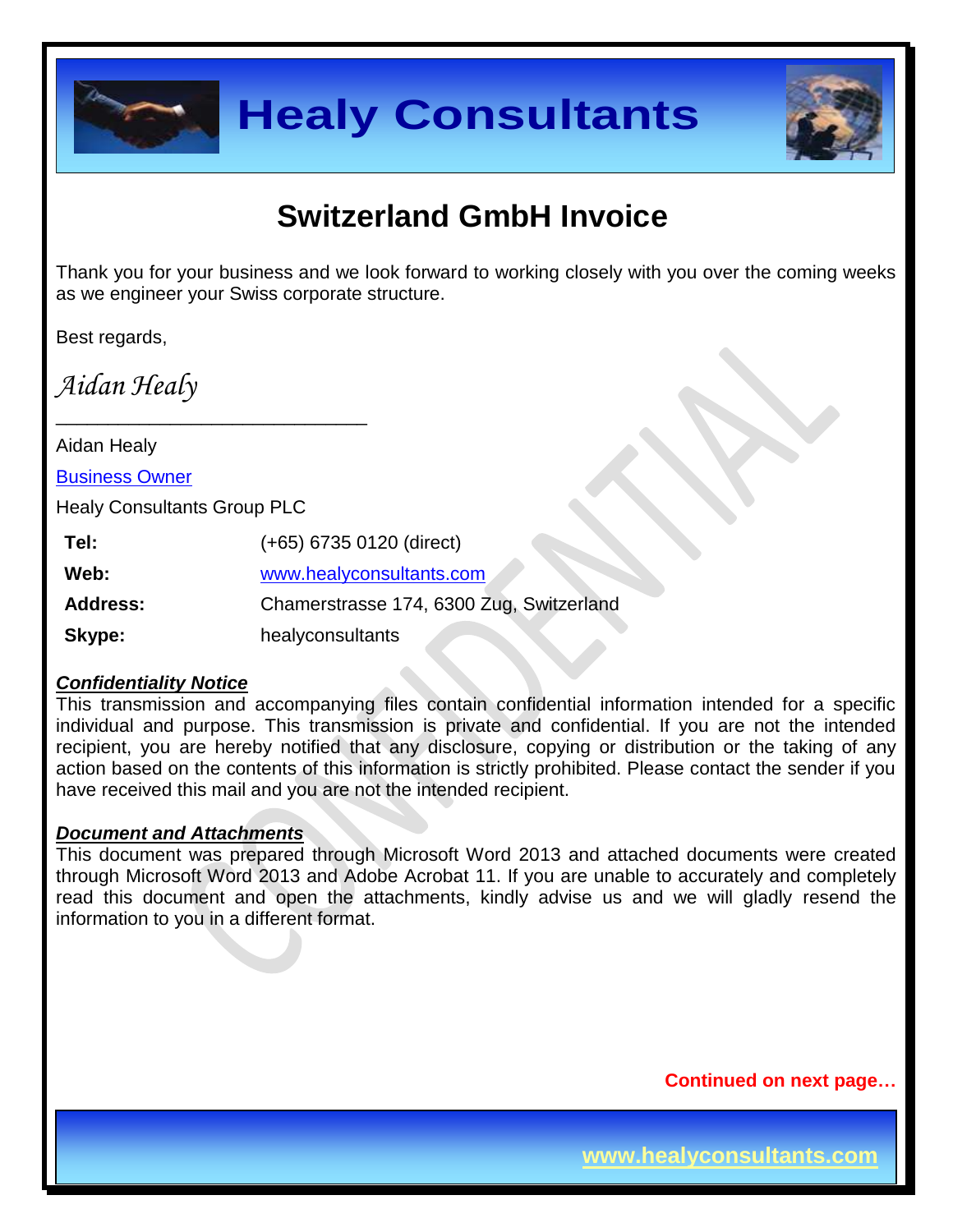# Healy Consultants

## Switzerland GmbH Invoice

Thank you for your business and we look forward to working closely with you over the coming weeks as we engineer your Swiss corporate structure.

Best regards,

*Aidan Healy*

______________________________

Aidan Healy

Business Owner

Healy Consultants Group PLC

| | |
|---|---|
| **Tel:** | (+65) 6735 0120 (direct) |
| **Web:** | www.healyconsultants.com |
| **Address:** | Chamerstrasse 174, 6300 Zug, Switzerland |
| **Skype:** | healyconsultants |

***Confidentiality Notice***

This transmission and accompanying files contain confidential information intended for a specific individual and purpose. This transmission is private and confidential. If you are not the intended recipient, you are hereby notified that any disclosure, copying or distribution or the taking of any action based on the contents of this information is strictly prohibited. Please contact the sender if you have received this mail and you are not the intended recipient.

***Document and Attachments***

This document was prepared through Microsoft Word 2013 and attached documents were created through Microsoft Word 2013 and Adobe Acrobat 11. If you are unable to accurately and completely read this document and open the attachments, kindly advise us and we will gladly resend the information to you in a different format.

**Continued on next page…**